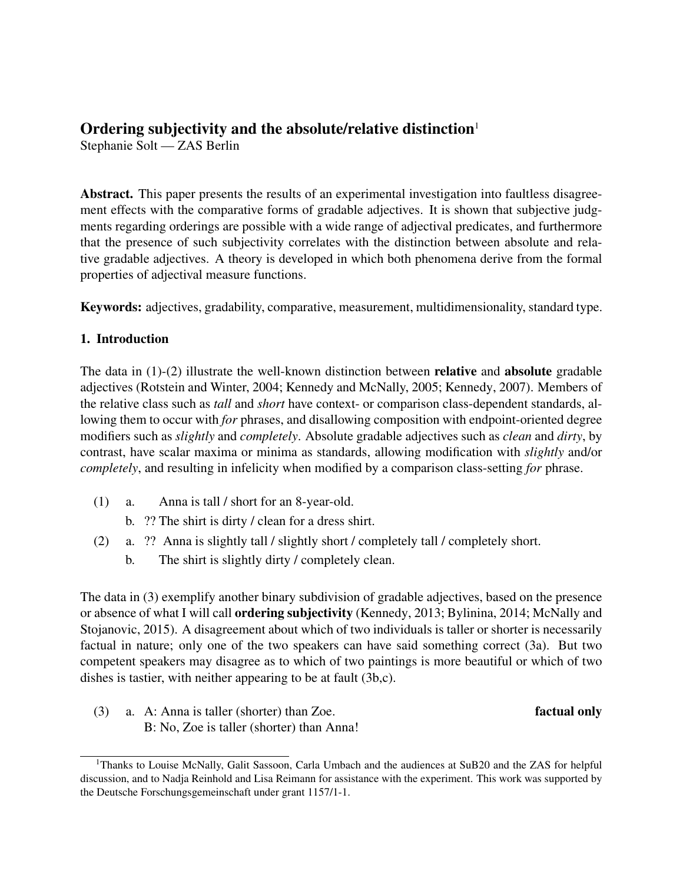# Ordering subjectivity and the absolute/relative distinction[1]

Stephanie Solt — ZAS Berlin

**Abstract.** This paper presents the results of an experimental investigation into faultless disagreement effects with the comparative forms of gradable adjectives. It is shown that subjective judgments regarding orderings are possible with a wide range of adjectival predicates, and furthermore that the presence of such subjectivity correlates with the distinction between absolute and relative gradable adjectives. A theory is developed in which both phenomena derive from the formal properties of adjectival measure functions.

**Keywords:** adjectives, gradability, comparative, measurement, multidimensionality, standard type.

## 1. Introduction

The data in (1)-(2) illustrate the well-known distinction between **relative** and **absolute** gradable adjectives (Rotstein and Winter, 2004; Kennedy and McNally, 2005; Kennedy, 2007). Members of the relative class such as *tall* and *short* have context- or comparison class-dependent standards, allowing them to occur with *for* phrases, and disallowing composition with endpoint-oriented degree modifiers such as *slightly* and *completely*. Absolute gradable adjectives such as *clean* and *dirty*, by contrast, have scalar maxima or minima as standards, allowing modification with *slightly* and/or *completely*, and resulting in infelicity when modified by a comparison class-setting *for* phrase.

(1) a. Anna is tall / short for an 8-year-old.
  b. ?? The shirt is dirty / clean for a dress shirt.

(2) a. ?? Anna is slightly tall / slightly short / completely tall / completely short.
  b. The shirt is slightly dirty / completely clean.

The data in (3) exemplify another binary subdivision of gradable adjectives, based on the presence or absence of what I will call **ordering subjectivity** (Kennedy, 2013; Bylinina, 2014; McNally and Stojanovic, 2015). A disagreement about which of two individuals is taller or shorter is necessarily factual in nature; only one of the two speakers can have said something correct (3a). But two competent speakers may disagree as to which of two paintings is more beautiful or which of two dishes is tastier, with neither appearing to be at fault (3b,c).

(3) a. A: Anna is taller (shorter) than Zoe. **factual only**
  B: No, Zoe is taller (shorter) than Anna!

[1] Thanks to Louise McNally, Galit Sassoon, Carla Umbach and the audiences at SuB20 and the ZAS for helpful discussion, and to Nadja Reinhold and Lisa Reimann for assistance with the experiment. This work was supported by the Deutsche Forschungsgemeinschaft under grant 1157/1-1.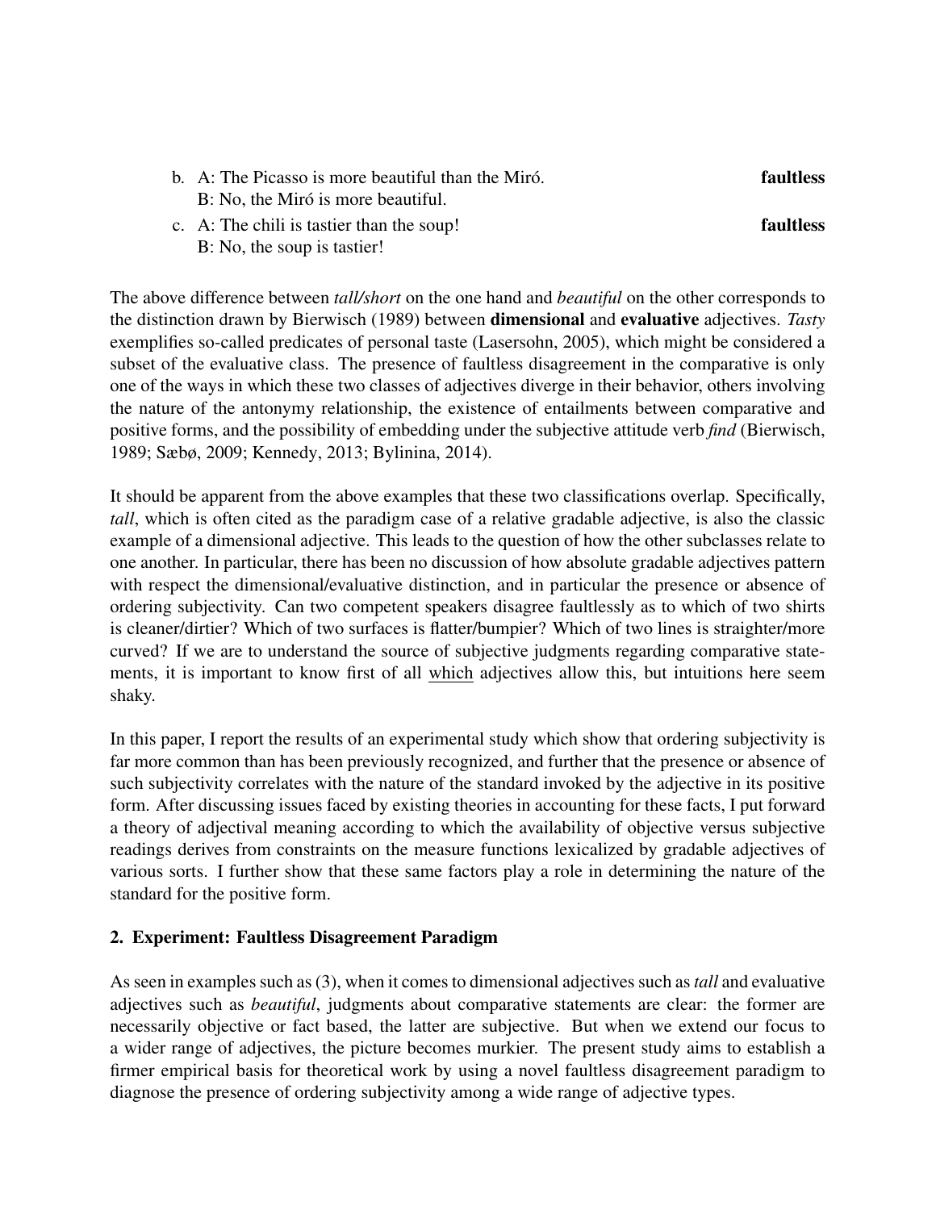b. A: The Picasso is more beautiful than the Miró. **faultless**
   B: No, the Miró is more beautiful.

c. A: The chili is tastier than the soup! **faultless**
   B: No, the soup is tastier!

The above difference between *tall/short* on the one hand and *beautiful* on the other corresponds to the distinction drawn by Bierwisch (1989) between **dimensional** and **evaluative** adjectives. *Tasty* exemplifies so-called predicates of personal taste (Lasersohn, 2005), which might be considered a subset of the evaluative class. The presence of faultless disagreement in the comparative is only one of the ways in which these two classes of adjectives diverge in their behavior, others involving the nature of the antonymy relationship, the existence of entailments between comparative and positive forms, and the possibility of embedding under the subjective attitude verb *find* (Bierwisch, 1989; Sæbø, 2009; Kennedy, 2013; Bylinina, 2014).

It should be apparent from the above examples that these two classifications overlap. Specifically, *tall*, which is often cited as the paradigm case of a relative gradable adjective, is also the classic example of a dimensional adjective. This leads to the question of how the other subclasses relate to one another. In particular, there has been no discussion of how absolute gradable adjectives pattern with respect the dimensional/evaluative distinction, and in particular the presence or absence of ordering subjectivity. Can two competent speakers disagree faultlessly as to which of two shirts is cleaner/dirtier? Which of two surfaces is flatter/bumpier? Which of two lines is straighter/more curved? If we are to understand the source of subjective judgments regarding comparative statements, it is important to know first of all <u>which</u> adjectives allow this, but intuitions here seem shaky.

In this paper, I report the results of an experimental study which show that ordering subjectivity is far more common than has been previously recognized, and further that the presence or absence of such subjectivity correlates with the nature of the standard invoked by the adjective in its positive form. After discussing issues faced by existing theories in accounting for these facts, I put forward a theory of adjectival meaning according to which the availability of objective versus subjective readings derives from constraints on the measure functions lexicalized by gradable adjectives of various sorts. I further show that these same factors play a role in determining the nature of the standard for the positive form.

## 2. Experiment: Faultless Disagreement Paradigm

As seen in examples such as (3), when it comes to dimensional adjectives such as *tall* and evaluative adjectives such as *beautiful*, judgments about comparative statements are clear: the former are necessarily objective or fact based, the latter are subjective. But when we extend our focus to a wider range of adjectives, the picture becomes murkier. The present study aims to establish a firmer empirical basis for theoretical work by using a novel faultless disagreement paradigm to diagnose the presence of ordering subjectivity among a wide range of adjective types.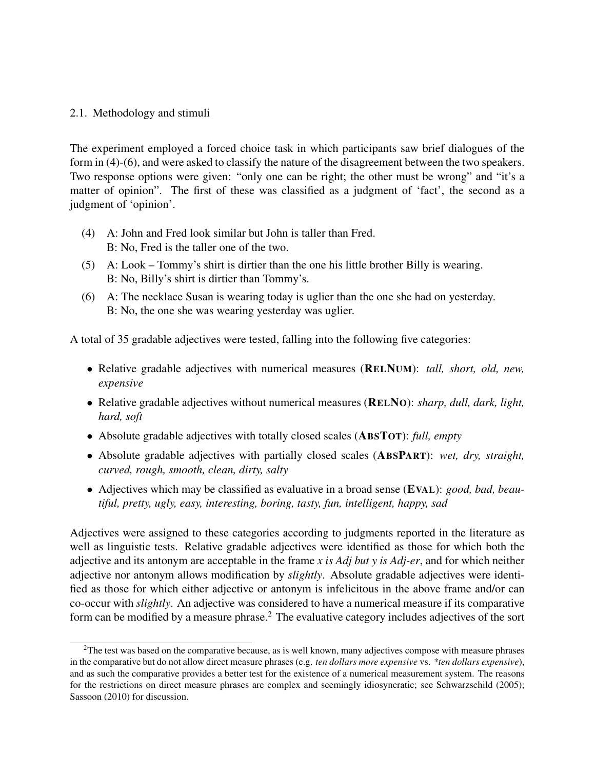### 2.1. Methodology and stimuli

The experiment employed a forced choice task in which participants saw brief dialogues of the form in (4)-(6), and were asked to classify the nature of the disagreement between the two speakers. Two response options were given: "only one can be right; the other must be wrong" and "it's a matter of opinion". The first of these was classified as a judgment of 'fact', the second as a judgment of 'opinion'.

(4) A: John and Fred look similar but John is taller than Fred.
  B: No, Fred is the taller one of the two.

(5) A: Look – Tommy's shirt is dirtier than the one his little brother Billy is wearing.
  B: No, Billy's shirt is dirtier than Tommy's.

(6) A: The necklace Susan is wearing today is uglier than the one she had on yesterday.
  B: No, the one she was wearing yesterday was uglier.

A total of 35 gradable adjectives were tested, falling into the following five categories:

- Relative gradable adjectives with numerical measures (**RelNum**): *tall, short, old, new, expensive*
- Relative gradable adjectives without numerical measures (**RelNo**): *sharp, dull, dark, light, hard, soft*
- Absolute gradable adjectives with totally closed scales (**AbsTot**): *full, empty*
- Absolute gradable adjectives with partially closed scales (**AbsPart**): *wet, dry, straight, curved, rough, smooth, clean, dirty, salty*
- Adjectives which may be classified as evaluative in a broad sense (**Eval**): *good, bad, beautiful, pretty, ugly, easy, interesting, boring, tasty, fun, intelligent, happy, sad*

Adjectives were assigned to these categories according to judgments reported in the literature as well as linguistic tests. Relative gradable adjectives were identified as those for which both the adjective and its antonym are acceptable in the frame *x is Adj but y is Adj-er*, and for which neither adjective nor antonym allows modification by *slightly*. Absolute gradable adjectives were identified as those for which either adjective or antonym is infelicitous in the above frame and/or can co-occur with *slightly*. An adjective was considered to have a numerical measure if its comparative form can be modified by a measure phrase.[2] The evaluative category includes adjectives of the sort

[2]The test was based on the comparative because, as is well known, many adjectives compose with measure phrases in the comparative but do not allow direct measure phrases (e.g. *ten dollars more expensive* vs. *\*ten dollars expensive*), and as such the comparative provides a better test for the existence of a numerical measurement system. The reasons for the restrictions on direct measure phrases are complex and seemingly idiosyncratic; see Schwarzschild (2005); Sassoon (2010) for discussion.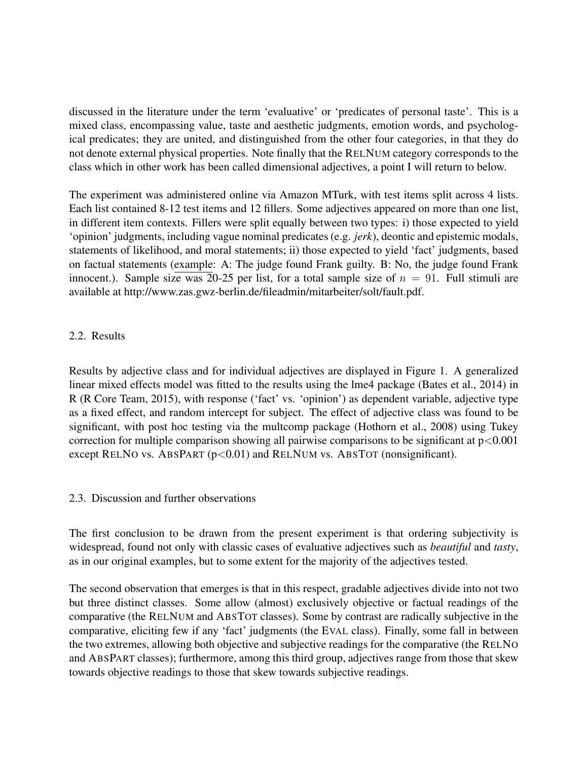discussed in the literature under the term 'evaluative' or 'predicates of personal taste'. This is a mixed class, encompassing value, taste and aesthetic judgments, emotion words, and psychological predicates; they are united, and distinguished from the other four categories, in that they do not denote external physical properties. Note finally that the RELNUM category corresponds to the class which in other work has been called dimensional adjectives, a point I will return to below.

The experiment was administered online via Amazon MTurk, with test items split across 4 lists. Each list contained 8-12 test items and 12 fillers. Some adjectives appeared on more than one list, in different item contexts. Fillers were split equally between two types: i) those expected to yield 'opinion' judgments, including vague nominal predicates (e.g. *jerk*), deontic and epistemic modals, statements of likelihood, and moral statements; ii) those expected to yield 'fact' judgments, based on factual statements (example: A: The judge found Frank guilty. B: No, the judge found Frank innocent.). Sample size was 20-25 per list, for a total sample size of $n = 91$. Full stimuli are available at http://www.zas.gwz-berlin.de/fileadmin/mitarbeiter/solt/fault.pdf.

## 2.2. Results

Results by adjective class and for individual adjectives are displayed in Figure 1. A generalized linear mixed effects model was fitted to the results using the lme4 package (Bates et al., 2014) in R (R Core Team, 2015), with response ('fact' vs. 'opinion') as dependent variable, adjective type as a fixed effect, and random intercept for subject. The effect of adjective class was found to be significant, with post hoc testing via the multcomp package (Hothorn et al., 2008) using Tukey correction for multiple comparison showing all pairwise comparisons to be significant at $p<0.001$ except RELNO vs. ABSPART ($p<0.01$) and RELNUM vs. ABSTOT (nonsignificant).

## 2.3. Discussion and further observations

The first conclusion to be drawn from the present experiment is that ordering subjectivity is widespread, found not only with classic cases of evaluative adjectives such as *beautiful* and *tasty*, as in our original examples, but to some extent for the majority of the adjectives tested.

The second observation that emerges is that in this respect, gradable adjectives divide into not two but three distinct classes. Some allow (almost) exclusively objective or factual readings of the comparative (the RELNUM and ABSTOT classes). Some by contrast are radically subjective in the comparative, eliciting few if any 'fact' judgments (the EVAL class). Finally, some fall in between the two extremes, allowing both objective and subjective readings for the comparative (the RELNO and ABSPART classes); furthermore, among this third group, adjectives range from those that skew towards objective readings to those that skew towards subjective readings.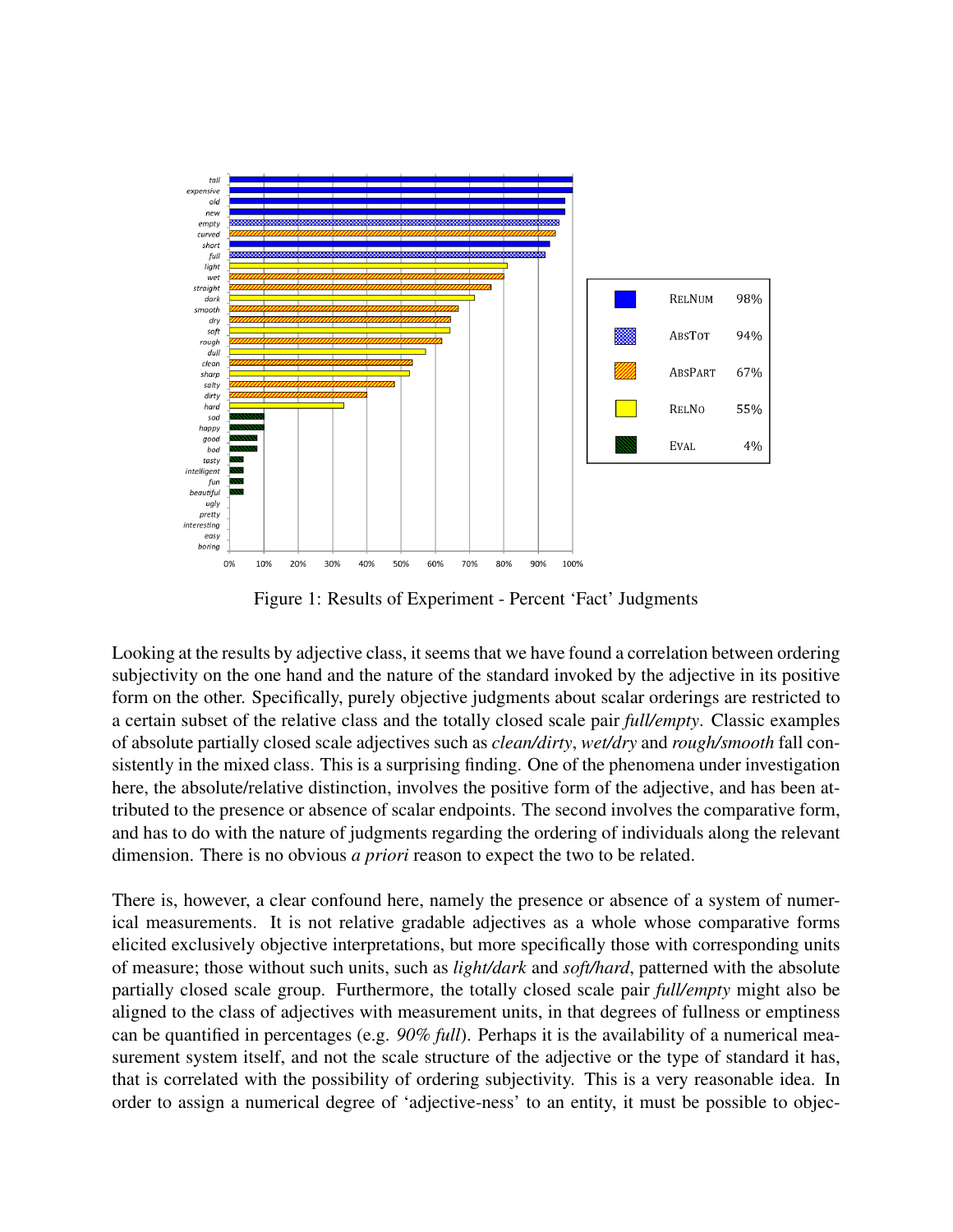Figure 1: Results of Experiment - Percent 'Fact' Judgments

Looking at the results by adjective class, it seems that we have found a correlation between ordering subjectivity on the one hand and the nature of the standard invoked by the adjective in its positive form on the other. Specifically, purely objective judgments about scalar orderings are restricted to a certain subset of the relative class and the totally closed scale pair *full/empty*. Classic examples of absolute partially closed scale adjectives such as *clean/dirty*, *wet/dry* and *rough/smooth* fall consistently in the mixed class. This is a surprising finding. One of the phenomena under investigation here, the absolute/relative distinction, involves the positive form of the adjective, and has been attributed to the presence or absence of scalar endpoints. The second involves the comparative form, and has to do with the nature of judgments regarding the ordering of individuals along the relevant dimension. There is no obvious *a priori* reason to expect the two to be related.

There is, however, a clear confound here, namely the presence or absence of a system of numerical measurements. It is not relative gradable adjectives as a whole whose comparative forms elicited exclusively objective interpretations, but more specifically those with corresponding units of measure; those without such units, such as *light/dark* and *soft/hard*, patterned with the absolute partially closed scale group. Furthermore, the totally closed scale pair *full/empty* might also be aligned to the class of adjectives with measurement units, in that degrees of fullness or emptiness can be quantified in percentages (e.g. *90% full*). Perhaps it is the availability of a numerical measurement system itself, and not the scale structure of the adjective or the type of standard it has, that is correlated with the possibility of ordering subjectivity. This is a very reasonable idea. In order to assign a numerical degree of 'adjective-ness' to an entity, it must be possible to objec-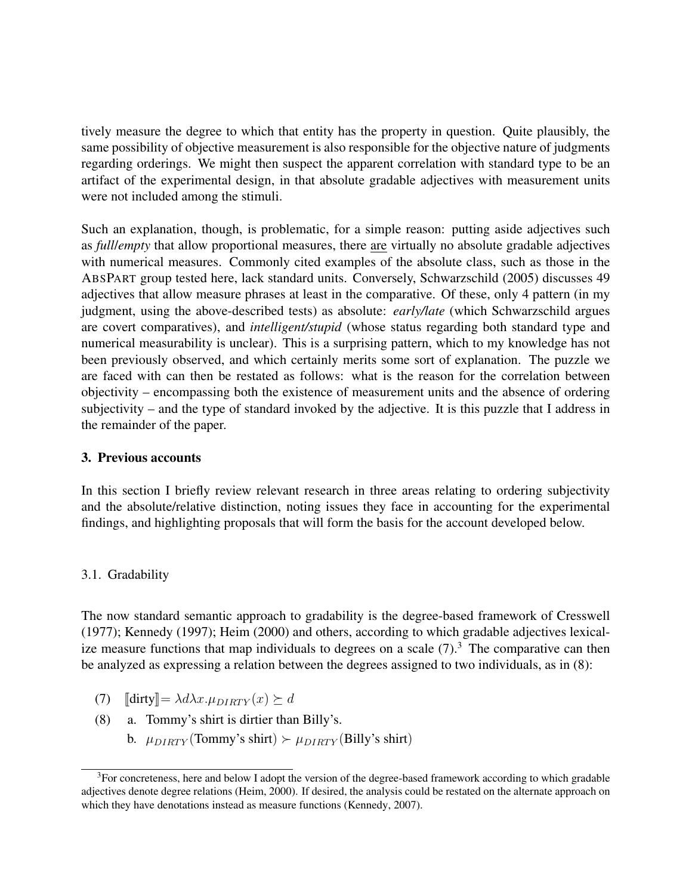tively measure the degree to which that entity has the property in question. Quite plausibly, the same possibility of objective measurement is also responsible for the objective nature of judgments regarding orderings. We might then suspect the apparent correlation with standard type to be an artifact of the experimental design, in that absolute gradable adjectives with measurement units were not included among the stimuli.

Such an explanation, though, is problematic, for a simple reason: putting aside adjectives such as ***full*/*empty*** that allow proportional measures, there <u>are</u> virtually no absolute gradable adjectives with numerical measures. Commonly cited examples of the absolute class, such as those in the ABSPART group tested here, lack standard units. Conversely, Schwarzschild (2005) discusses 49 adjectives that allow measure phrases at least in the comparative. Of these, only 4 pattern (in my judgment, using the above-described tests) as absolute: ***early*/*late*** (which Schwarzschild argues are covert comparatives), and ***intelligent*/*stupid*** (whose status regarding both standard type and numerical measurability is unclear). This is a surprising pattern, which to my knowledge has not been previously observed, and which certainly merits some sort of explanation. The puzzle we are faced with can then be restated as follows: what is the reason for the correlation between objectivity – encompassing both the existence of measurement units and the absence of ordering subjectivity – and the type of standard invoked by the adjective. It is this puzzle that I address in the remainder of the paper.

## 3. Previous accounts

In this section I briefly review relevant research in three areas relating to ordering subjectivity and the absolute/relative distinction, noting issues they face in accounting for the experimental findings, and highlighting proposals that will form the basis for the account developed below.

### 3.1. Gradability

The now standard semantic approach to gradability is the degree-based framework of Cresswell (1977); Kennedy (1997); Heim (2000) and others, according to which gradable adjectives lexicalize measure functions that map individuals to degrees on a scale (7).[3] The comparative can then be analyzed as expressing a relation between the degrees assigned to two individuals, as in (8):

(7) $[\![\text{dirty}]\!] = \lambda d \lambda x. \mu_{DIRTY}(x) \succeq d$

(8) a. Tommy's shirt is dirtier than Billy's.

b. $\mu_{DIRTY}(\text{Tommy's shirt}) \succ \mu_{DIRTY}(\text{Billy's shirt})$

[3]For concreteness, here and below I adopt the version of the degree-based framework according to which gradable adjectives denote degree relations (Heim, 2000). If desired, the analysis could be restated on the alternate approach on which they have denotations instead as measure functions (Kennedy, 2007).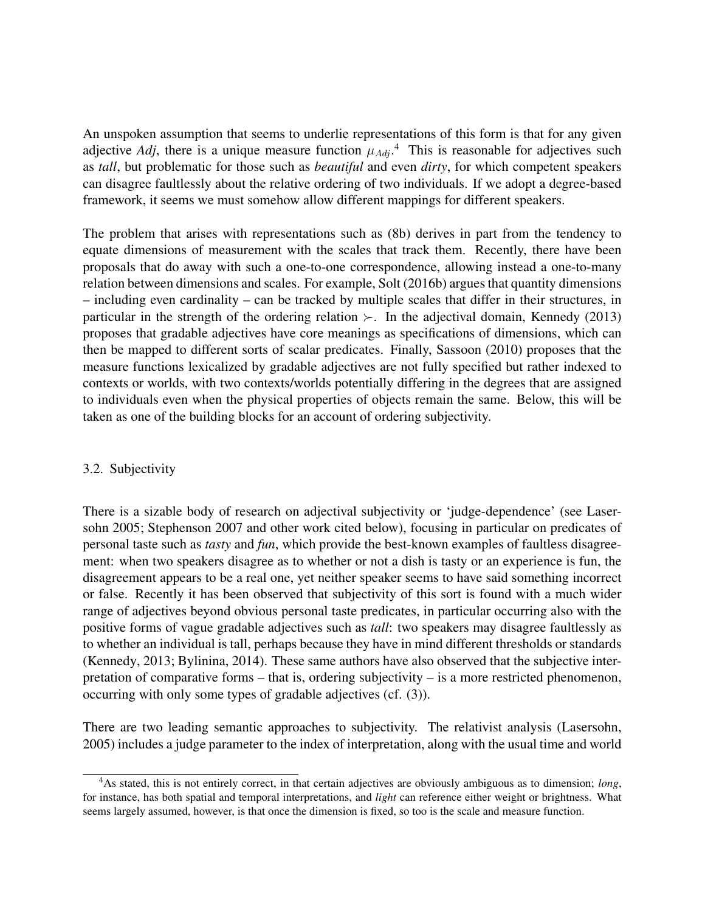An unspoken assumption that seems to underlie representations of this form is that for any given adjective *Adj*, there is a unique measure function $\mu_{Adj}$.[4] This is reasonable for adjectives such as *tall*, but problematic for those such as *beautiful* and even *dirty*, for which competent speakers can disagree faultlessly about the relative ordering of two individuals. If we adopt a degree-based framework, it seems we must somehow allow different mappings for different speakers.

The problem that arises with representations such as (8b) derives in part from the tendency to equate dimensions of measurement with the scales that track them. Recently, there have been proposals that do away with such a one-to-one correspondence, allowing instead a one-to-many relation between dimensions and scales. For example, Solt (2016b) argues that quantity dimensions – including even cardinality – can be tracked by multiple scales that differ in their structures, in particular in the strength of the ordering relation $\succ$. In the adjectival domain, Kennedy (2013) proposes that gradable adjectives have core meanings as specifications of dimensions, which can then be mapped to different sorts of scalar predicates. Finally, Sassoon (2010) proposes that the measure functions lexicalized by gradable adjectives are not fully specified but rather indexed to contexts or worlds, with two contexts/worlds potentially differing in the degrees that are assigned to individuals even when the physical properties of objects remain the same. Below, this will be taken as one of the building blocks for an account of ordering subjectivity.

### 3.2. Subjectivity

There is a sizable body of research on adjectival subjectivity or 'judge-dependence' (see Lasersohn 2005; Stephenson 2007 and other work cited below), focusing in particular on predicates of personal taste such as *tasty* and *fun*, which provide the best-known examples of faultless disagreement: when two speakers disagree as to whether or not a dish is tasty or an experience is fun, the disagreement appears to be a real one, yet neither speaker seems to have said something incorrect or false. Recently it has been observed that subjectivity of this sort is found with a much wider range of adjectives beyond obvious personal taste predicates, in particular occurring also with the positive forms of vague gradable adjectives such as *tall*: two speakers may disagree faultlessly as to whether an individual is tall, perhaps because they have in mind different thresholds or standards (Kennedy, 2013; Bylinina, 2014). These same authors have also observed that the subjective interpretation of comparative forms – that is, ordering subjectivity – is a more restricted phenomenon, occurring with only some types of gradable adjectives (cf. (3)).

There are two leading semantic approaches to subjectivity. The relativist analysis (Lasersohn, 2005) includes a judge parameter to the index of interpretation, along with the usual time and world

---

[4] As stated, this is not entirely correct, in that certain adjectives are obviously ambiguous as to dimension; *long*, for instance, has both spatial and temporal interpretations, and *light* can reference either weight or brightness. What seems largely assumed, however, is that once the dimension is fixed, so too is the scale and measure function.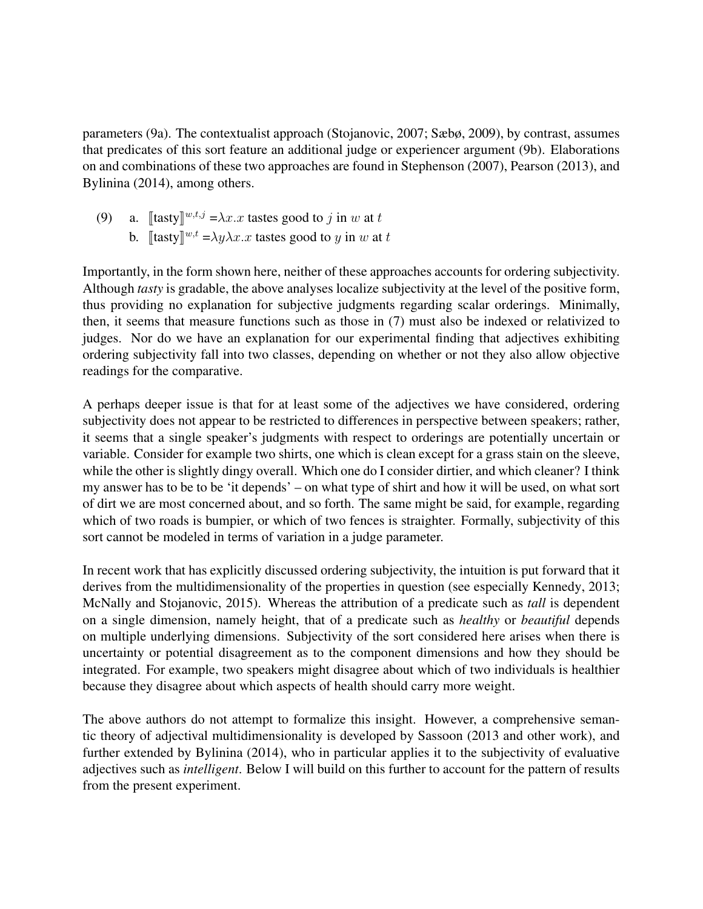parameters (9a). The contextualist approach (Stojanovic, 2007; Sæbø, 2009), by contrast, assumes that predicates of this sort feature an additional judge or experiencer argument (9b). Elaborations on and combinations of these two approaches are found in Stephenson (2007), Pearson (2013), and Bylinina (2014), among others.

(9) a. $[\![\text{tasty}]\!]^{w,t,j} = \lambda x.x$ tastes good to $j$ in $w$ at $t$
    b. $[\![\text{tasty}]\!]^{w,t} = \lambda y \lambda x.x$ tastes good to $y$ in $w$ at $t$

Importantly, in the form shown here, neither of these approaches accounts for ordering subjectivity. Although *tasty* is gradable, the above analyses localize subjectivity at the level of the positive form, thus providing no explanation for subjective judgments regarding scalar orderings. Minimally, then, it seems that measure functions such as those in (7) must also be indexed or relativized to judges. Nor do we have an explanation for our experimental finding that adjectives exhibiting ordering subjectivity fall into two classes, depending on whether or not they also allow objective readings for the comparative.

A perhaps deeper issue is that for at least some of the adjectives we have considered, ordering subjectivity does not appear to be restricted to differences in perspective between speakers; rather, it seems that a single speaker's judgments with respect to orderings are potentially uncertain or variable. Consider for example two shirts, one which is clean except for a grass stain on the sleeve, while the other is slightly dingy overall. Which one do I consider dirtier, and which cleaner? I think my answer has to be to be 'it depends' – on what type of shirt and how it will be used, on what sort of dirt we are most concerned about, and so forth. The same might be said, for example, regarding which of two roads is bumpier, or which of two fences is straighter. Formally, subjectivity of this sort cannot be modeled in terms of variation in a judge parameter.

In recent work that has explicitly discussed ordering subjectivity, the intuition is put forward that it derives from the multidimensionality of the properties in question (see especially Kennedy, 2013; McNally and Stojanovic, 2015). Whereas the attribution of a predicate such as *tall* is dependent on a single dimension, namely height, that of a predicate such as *healthy* or *beautiful* depends on multiple underlying dimensions. Subjectivity of the sort considered here arises when there is uncertainty or potential disagreement as to the component dimensions and how they should be integrated. For example, two speakers might disagree about which of two individuals is healthier because they disagree about which aspects of health should carry more weight.

The above authors do not attempt to formalize this insight. However, a comprehensive semantic theory of adjectival multidimensionality is developed by Sassoon (2013 and other work), and further extended by Bylinina (2014), who in particular applies it to the subjectivity of evaluative adjectives such as *intelligent*. Below I will build on this further to account for the pattern of results from the present experiment.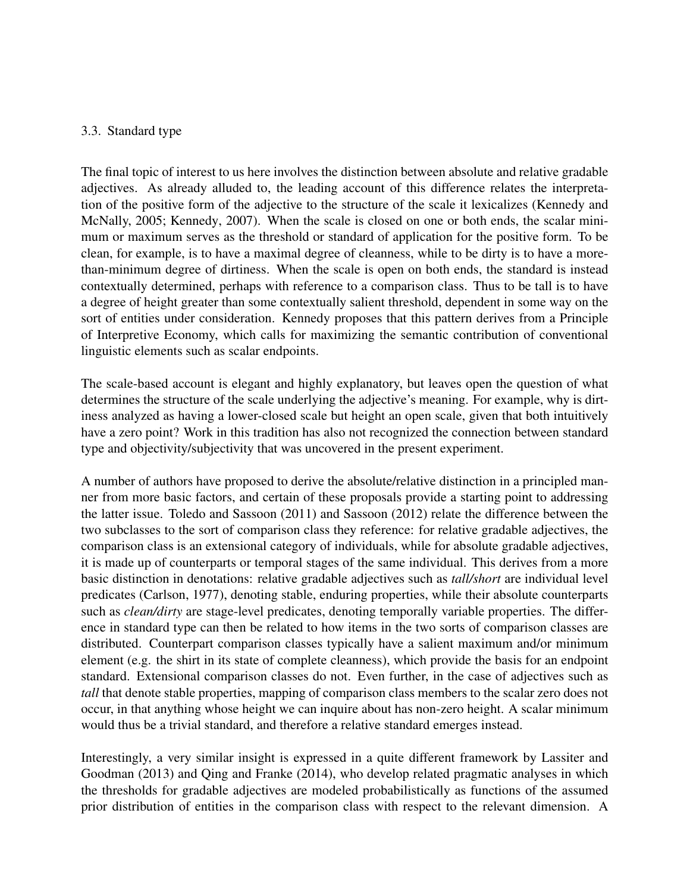### 3.3. Standard type

The final topic of interest to us here involves the distinction between absolute and relative gradable adjectives. As already alluded to, the leading account of this difference relates the interpretation of the positive form of the adjective to the structure of the scale it lexicalizes (Kennedy and McNally, 2005; Kennedy, 2007). When the scale is closed on one or both ends, the scalar minimum or maximum serves as the threshold or standard of application for the positive form. To be clean, for example, is to have a maximal degree of cleanness, while to be dirty is to have a more-than-minimum degree of dirtiness. When the scale is open on both ends, the standard is instead contextually determined, perhaps with reference to a comparison class. Thus to be tall is to have a degree of height greater than some contextually salient threshold, dependent in some way on the sort of entities under consideration. Kennedy proposes that this pattern derives from a Principle of Interpretive Economy, which calls for maximizing the semantic contribution of conventional linguistic elements such as scalar endpoints.

The scale-based account is elegant and highly explanatory, but leaves open the question of what determines the structure of the scale underlying the adjective's meaning. For example, why is dirtiness analyzed as having a lower-closed scale but height an open scale, given that both intuitively have a zero point? Work in this tradition has also not recognized the connection between standard type and objectivity/subjectivity that was uncovered in the present experiment.

A number of authors have proposed to derive the absolute/relative distinction in a principled manner from more basic factors, and certain of these proposals provide a starting point to addressing the latter issue. Toledo and Sassoon (2011) and Sassoon (2012) relate the difference between the two subclasses to the sort of comparison class they reference: for relative gradable adjectives, the comparison class is an extensional category of individuals, while for absolute gradable adjectives, it is made up of counterparts or temporal stages of the same individual. This derives from a more basic distinction in denotations: relative gradable adjectives such as *tall/short* are individual level predicates (Carlson, 1977), denoting stable, enduring properties, while their absolute counterparts such as *clean/dirty* are stage-level predicates, denoting temporally variable properties. The difference in standard type can then be related to how items in the two sorts of comparison classes are distributed. Counterpart comparison classes typically have a salient maximum and/or minimum element (e.g. the shirt in its state of complete cleanness), which provide the basis for an endpoint standard. Extensional comparison classes do not. Even further, in the case of adjectives such as *tall* that denote stable properties, mapping of comparison class members to the scalar zero does not occur, in that anything whose height we can inquire about has non-zero height. A scalar minimum would thus be a trivial standard, and therefore a relative standard emerges instead.

Interestingly, a very similar insight is expressed in a quite different framework by Lassiter and Goodman (2013) and Qing and Franke (2014), who develop related pragmatic analyses in which the thresholds for gradable adjectives are modeled probabilistically as functions of the assumed prior distribution of entities in the comparison class with respect to the relevant dimension. A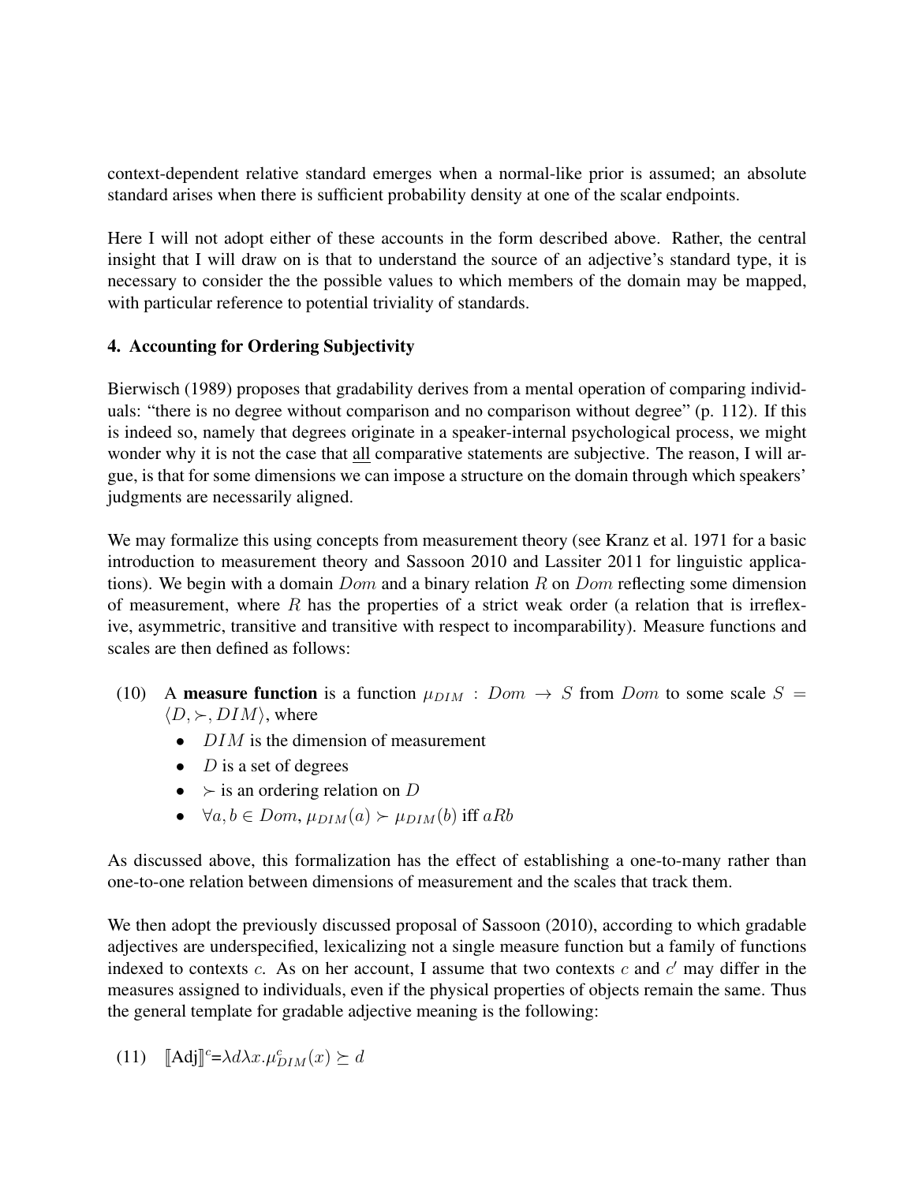context-dependent relative standard emerges when a normal-like prior is assumed; an absolute standard arises when there is sufficient probability density at one of the scalar endpoints.

Here I will not adopt either of these accounts in the form described above. Rather, the central insight that I will draw on is that to understand the source of an adjective's standard type, it is necessary to consider the the possible values to which members of the domain may be mapped, with particular reference to potential triviality of standards.

### 4. Accounting for Ordering Subjectivity

Bierwisch (1989) proposes that gradability derives from a mental operation of comparing individuals: "there is no degree without comparison and no comparison without degree" (p. 112). If this is indeed so, namely that degrees originate in a speaker-internal psychological process, we might wonder why it is not the case that all comparative statements are subjective. The reason, I will argue, is that for some dimensions we can impose a structure on the domain through which speakers' judgments are necessarily aligned.

We may formalize this using concepts from measurement theory (see Kranz et al. 1971 for a basic introduction to measurement theory and Sassoon 2010 and Lassiter 2011 for linguistic applications). We begin with a domain $Dom$ and a binary relation $R$ on $Dom$ reflecting some dimension of measurement, where $R$ has the properties of a strict weak order (a relation that is irreflexive, asymmetric, transitive and transitive with respect to incomparability). Measure functions and scales are then defined as follows:

(10) A **measure function** is a function $\mu_{DIM} : Dom \rightarrow S$ from $Dom$ to some scale $S = \langle D, \succ, DIM \rangle$, where

- $DIM$ is the dimension of measurement
- $D$ is a set of degrees
- $\succ$ is an ordering relation on $D$
- $\forall a, b \in Dom, \mu_{DIM}(a) \succ \mu_{DIM}(b)$ iff $aRb$

As discussed above, this formalization has the effect of establishing a one-to-many rather than one-to-one relation between dimensions of measurement and the scales that track them.

We then adopt the previously discussed proposal of Sassoon (2010), according to which gradable adjectives are underspecified, lexicalizing not a single measure function but a family of functions indexed to contexts $c$. As on her account, I assume that two contexts $c$ and $c'$ may differ in the measures assigned to individuals, even if the physical properties of objects remain the same. Thus the general template for gradable adjective meaning is the following:

(11) $[\![\text{Adj}]\!]^c = \lambda d \lambda x. \mu^c_{DIM}(x) \succeq d$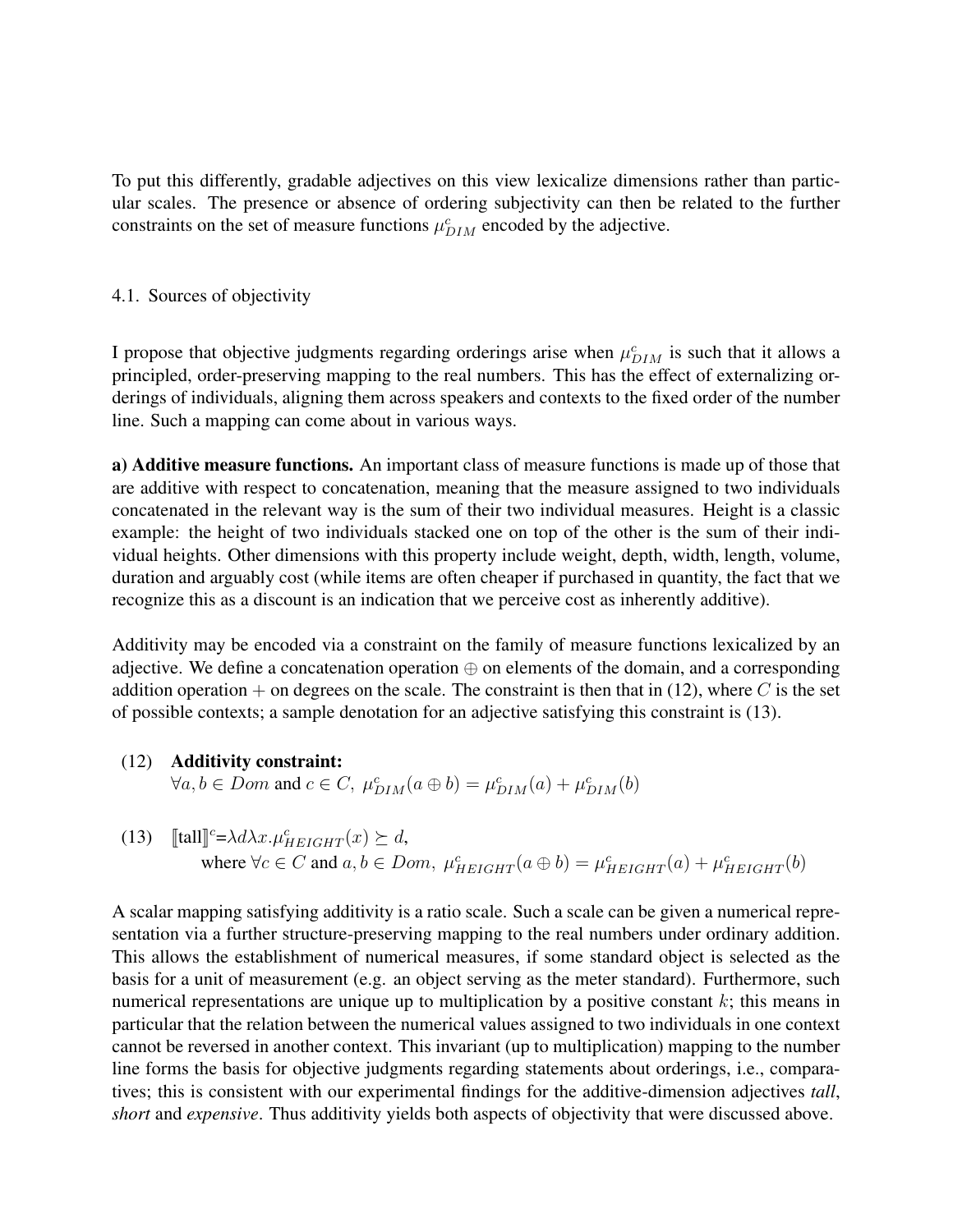To put this differently, gradable adjectives on this view lexicalize dimensions rather than particular scales. The presence or absence of ordering subjectivity can then be related to the further constraints on the set of measure functions $\mu^c_{DIM}$ encoded by the adjective.

### 4.1. Sources of objectivity

I propose that objective judgments regarding orderings arise when $\mu^c_{DIM}$ is such that it allows a principled, order-preserving mapping to the real numbers. This has the effect of externalizing orderings of individuals, aligning them across speakers and contexts to the fixed order of the number line. Such a mapping can come about in various ways.

**a) Additive measure functions.** An important class of measure functions is made up of those that are additive with respect to concatenation, meaning that the measure assigned to two individuals concatenated in the relevant way is the sum of their two individual measures. Height is a classic example: the height of two individuals stacked one on top of the other is the sum of their individual heights. Other dimensions with this property include weight, depth, width, length, volume, duration and arguably cost (while items are often cheaper if purchased in quantity, the fact that we recognize this as a discount is an indication that we perceive cost as inherently additive).

Additivity may be encoded via a constraint on the family of measure functions lexicalized by an adjective. We define a concatenation operation $\oplus$ on elements of the domain, and a corresponding addition operation $+$ on degrees on the scale. The constraint is then that in (12), where $C$ is the set of possible contexts; a sample denotation for an adjective satisfying this constraint is (13).

(12) **Additivity constraint:**
$\forall a, b \in Dom$ and $c \in C$, $\mu^c_{DIM}(a \oplus b) = \mu^c_{DIM}(a) + \mu^c_{DIM}(b)$

(13) $[\![\text{tall}]\!]^c = \lambda d \lambda x. \mu^c_{HEIGHT}(x) \succeq d$,
where $\forall c \in C$ and $a, b \in Dom$, $\mu^c_{HEIGHT}(a \oplus b) = \mu^c_{HEIGHT}(a) + \mu^c_{HEIGHT}(b)$

A scalar mapping satisfying additivity is a ratio scale. Such a scale can be given a numerical representation via a further structure-preserving mapping to the real numbers under ordinary addition. This allows the establishment of numerical measures, if some standard object is selected as the basis for a unit of measurement (e.g. an object serving as the meter standard). Furthermore, such numerical representations are unique up to multiplication by a positive constant $k$; this means in particular that the relation between the numerical values assigned to two individuals in one context cannot be reversed in another context. This invariant (up to multiplication) mapping to the number line forms the basis for objective judgments regarding statements about orderings, i.e., comparatives; this is consistent with our experimental findings for the additive-dimension adjectives *tall*, *short* and *expensive*. Thus additivity yields both aspects of objectivity that were discussed above.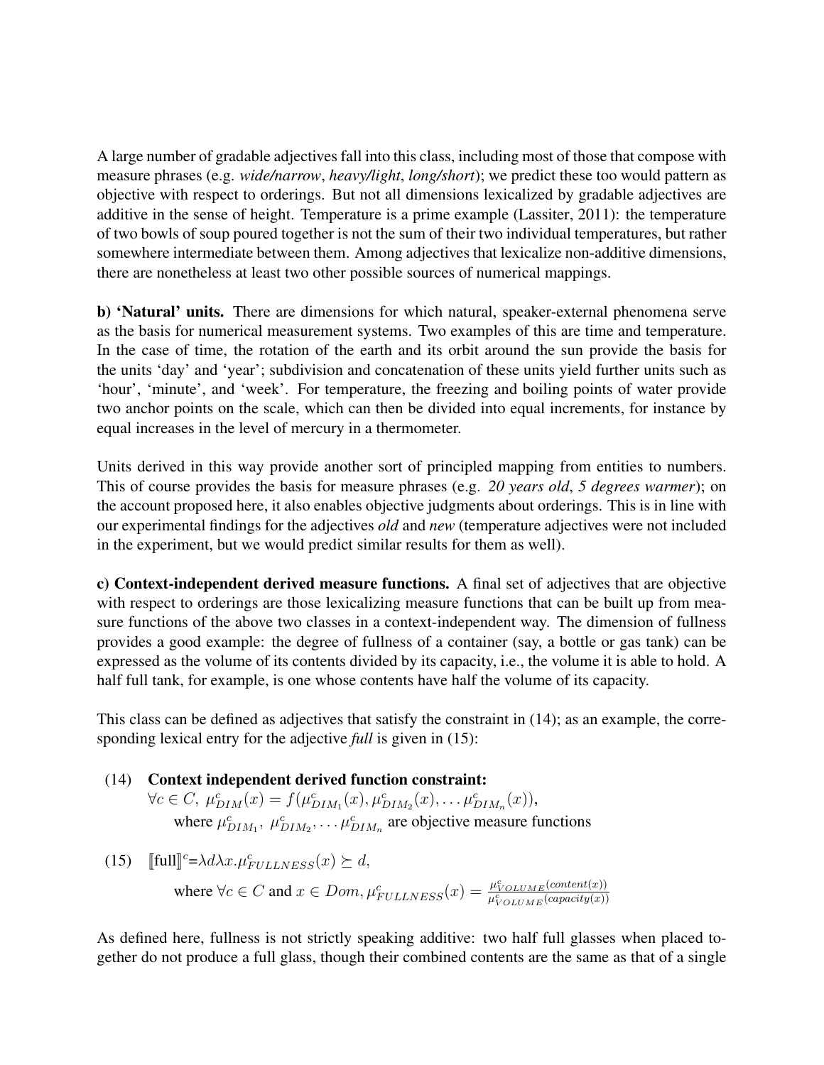A large number of gradable adjectives fall into this class, including most of those that compose with measure phrases (e.g. *wide/narrow*, *heavy/light*, *long/short*); we predict these too would pattern as objective with respect to orderings. But not all dimensions lexicalized by gradable adjectives are additive in the sense of height. Temperature is a prime example (Lassiter, 2011): the temperature of two bowls of soup poured together is not the sum of their two individual temperatures, but rather somewhere intermediate between them. Among adjectives that lexicalize non-additive dimensions, there are nonetheless at least two other possible sources of numerical mappings.

**b) 'Natural' units.** There are dimensions for which natural, speaker-external phenomena serve as the basis for numerical measurement systems. Two examples of this are time and temperature. In the case of time, the rotation of the earth and its orbit around the sun provide the basis for the units 'day' and 'year'; subdivision and concatenation of these units yield further units such as 'hour', 'minute', and 'week'. For temperature, the freezing and boiling points of water provide two anchor points on the scale, which can then be divided into equal increments, for instance by equal increases in the level of mercury in a thermometer.

Units derived in this way provide another sort of principled mapping from entities to numbers. This of course provides the basis for measure phrases (e.g. *20 years old*, *5 degrees warmer*); on the account proposed here, it also enables objective judgments about orderings. This is in line with our experimental findings for the adjectives *old* and *new* (temperature adjectives were not included in the experiment, but we would predict similar results for them as well).

**c) Context-independent derived measure functions.** A final set of adjectives that are objective with respect to orderings are those lexicalizing measure functions that can be built up from measure functions of the above two classes in a context-independent way. The dimension of fullness provides a good example: the degree of fullness of a container (say, a bottle or gas tank) can be expressed as the volume of its contents divided by its capacity, i.e., the volume it is able to hold. A half full tank, for example, is one whose contents have half the volume of its capacity.

This class can be defined as adjectives that satisfy the constraint in (14); as an example, the corresponding lexical entry for the adjective *full* is given in (15):

(14) **Context independent derived function constraint:**
$\forall c \in C,\ \mu^c_{DIM}(x) = f(\mu^c_{DIM_1}(x), \mu^c_{DIM_2}(x), \ldots \mu^c_{DIM_n}(x)),$
where $\mu^c_{DIM_1},\ \mu^c_{DIM_2}, \ldots \mu^c_{DIM_n}$ are objective measure functions

(15) $[\![\text{full}]\!]^c = \lambda d \lambda x. \mu^c_{FULLNESS}(x) \succeq d,$
where $\forall c \in C$ and $x \in Dom, \mu^c_{FULLNESS}(x) = \frac{\mu^c_{VOLUME}(content(x))}{\mu^c_{VOLUME}(capacity(x))}$

As defined here, fullness is not strictly speaking additive: two half full glasses when placed together do not produce a full glass, though their combined contents are the same as that of a single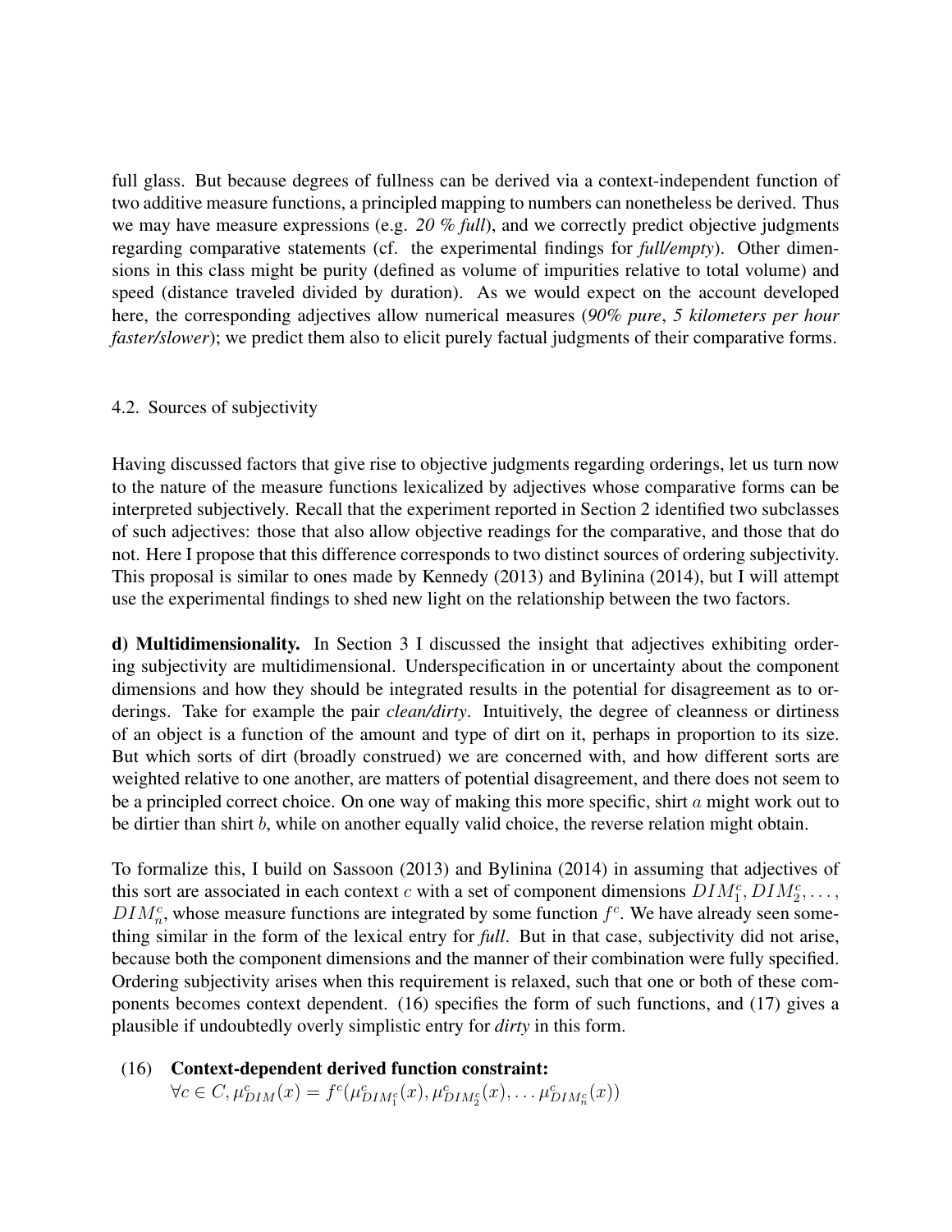full glass. But because degrees of fullness can be derived via a context-independent function of two additive measure functions, a principled mapping to numbers can nonetheless be derived. Thus we may have measure expressions (e.g. *20 % full*), and we correctly predict objective judgments regarding comparative statements (cf. the experimental findings for *full/empty*). Other dimensions in this class might be purity (defined as volume of impurities relative to total volume) and speed (distance traveled divided by duration). As we would expect on the account developed here, the corresponding adjectives allow numerical measures (*90% pure*, *5 kilometers per hour faster/slower*); we predict them also to elicit purely factual judgments of their comparative forms.

### 4.2. Sources of subjectivity

Having discussed factors that give rise to objective judgments regarding orderings, let us turn now to the nature of the measure functions lexicalized by adjectives whose comparative forms can be interpreted subjectively. Recall that the experiment reported in Section 2 identified two subclasses of such adjectives: those that also allow objective readings for the comparative, and those that do not. Here I propose that this difference corresponds to two distinct sources of ordering subjectivity. This proposal is similar to ones made by Kennedy (2013) and Bylinina (2014), but I will attempt use the experimental findings to shed new light on the relationship between the two factors.

**d) Multidimensionality.** In Section 3 I discussed the insight that adjectives exhibiting ordering subjectivity are multidimensional. Underspecification in or uncertainty about the component dimensions and how they should be integrated results in the potential for disagreement as to orderings. Take for example the pair *clean/dirty*. Intuitively, the degree of cleanness or dirtiness of an object is a function of the amount and type of dirt on it, perhaps in proportion to its size. But which sorts of dirt (broadly construed) we are concerned with, and how different sorts are weighted relative to one another, are matters of potential disagreement, and there does not seem to be a principled correct choice. On one way of making this more specific, shirt $a$ might work out to be dirtier than shirt $b$, while on another equally valid choice, the reverse relation might obtain.

To formalize this, I build on Sassoon (2013) and Bylinina (2014) in assuming that adjectives of this sort are associated in each context $c$ with a set of component dimensions $DIM_1^c, DIM_2^c, \ldots,$ $DIM_n^c$, whose measure functions are integrated by some function $f^c$. We have already seen something similar in the form of the lexical entry for *full*. But in that case, subjectivity did not arise, because both the component dimensions and the manner of their combination were fully specified. Ordering subjectivity arises when this requirement is relaxed, such that one or both of these components becomes context dependent. (16) specifies the form of such functions, and (17) gives a plausible if undoubtedly overly simplistic entry for *dirty* in this form.

(16) **Context-dependent derived function constraint:**
$\forall c \in C, \mu_{DIM}^c(x) = f^c(\mu_{DIM_1^c}^c(x), \mu_{DIM_2^c}^c(x), \ldots \mu_{DIM_n^c}^c(x))$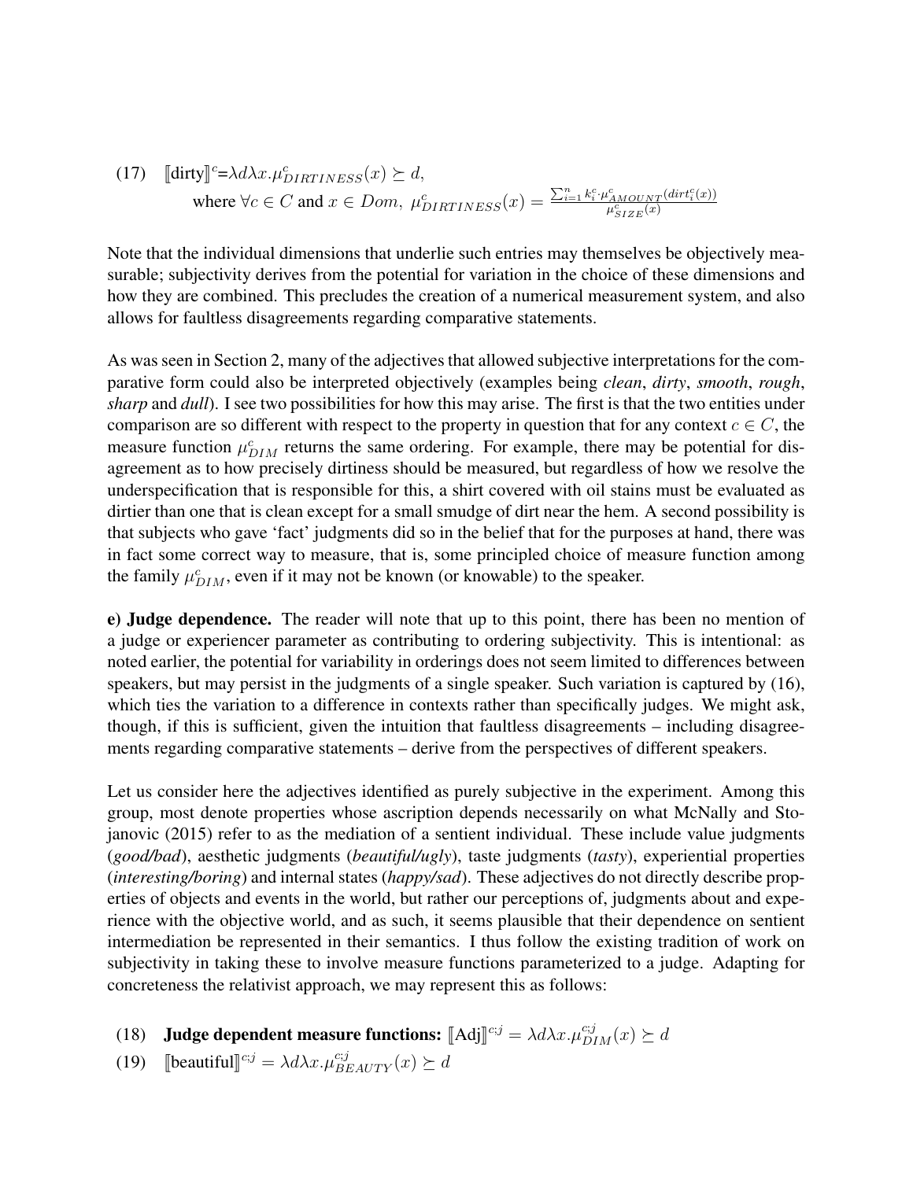(17) $[\![\text{dirty}]\!]^c = \lambda d \lambda x. \mu^c_{DIRTINESS}(x) \succeq d$,
where $\forall c \in C$ and $x \in Dom$, $\mu^c_{DIRTINESS}(x) = \frac{\sum_{i=1}^{n} k_i^c \cdot \mu^c_{AMOUNT}(dirt_i^c(x))}{\mu^c_{SIZE}(x)}$

Note that the individual dimensions that underlie such entries may themselves be objectively measurable; subjectivity derives from the potential for variation in the choice of these dimensions and how they are combined. This precludes the creation of a numerical measurement system, and also allows for faultless disagreements regarding comparative statements.

As was seen in Section 2, many of the adjectives that allowed subjective interpretations for the comparative form could also be interpreted objectively (examples being *clean*, *dirty*, *smooth*, *rough*, *sharp* and *dull*). I see two possibilities for how this may arise. The first is that the two entities under comparison are so different with respect to the property in question that for any context $c \in C$, the measure function $\mu^c_{DIM}$ returns the same ordering. For example, there may be potential for disagreement as to how precisely dirtiness should be measured, but regardless of how we resolve the underspecification that is responsible for this, a shirt covered with oil stains must be evaluated as dirtier than one that is clean except for a small smudge of dirt near the hem. A second possibility is that subjects who gave 'fact' judgments did so in the belief that for the purposes at hand, there was in fact some correct way to measure, that is, some principled choice of measure function among the family $\mu^c_{DIM}$, even if it may not be known (or knowable) to the speaker.

**e) Judge dependence.** The reader will note that up to this point, there has been no mention of a judge or experiencer parameter as contributing to ordering subjectivity. This is intentional: as noted earlier, the potential for variability in orderings does not seem limited to differences between speakers, but may persist in the judgments of a single speaker. Such variation is captured by (16), which ties the variation to a difference in contexts rather than specifically judges. We might ask, though, if this is sufficient, given the intuition that faultless disagreements – including disagreements regarding comparative statements – derive from the perspectives of different speakers.

Let us consider here the adjectives identified as purely subjective in the experiment. Among this group, most denote properties whose ascription depends necessarily on what McNally and Stojanovic (2015) refer to as the mediation of a sentient individual. These include value judgments (*good/bad*), aesthetic judgments (*beautiful/ugly*), taste judgments (*tasty*), experiential properties (*interesting/boring*) and internal states (*happy/sad*). These adjectives do not directly describe properties of objects and events in the world, but rather our perceptions of, judgments about and experience with the objective world, and as such, it seems plausible that their dependence on sentient intermediation be represented in their semantics. I thus follow the existing tradition of work on subjectivity in taking these to involve measure functions parameterized to a judge. Adapting for concreteness the relativist approach, we may represent this as follows:

(18) **Judge dependent measure functions:** $[\![\text{Adj}]\!]^{c;j} = \lambda d \lambda x. \mu^{c;j}_{DIM}(x) \succeq d$

(19) $[\![\text{beautiful}]\!]^{c;j} = \lambda d \lambda x. \mu^{c;j}_{BEAUTY}(x) \succeq d$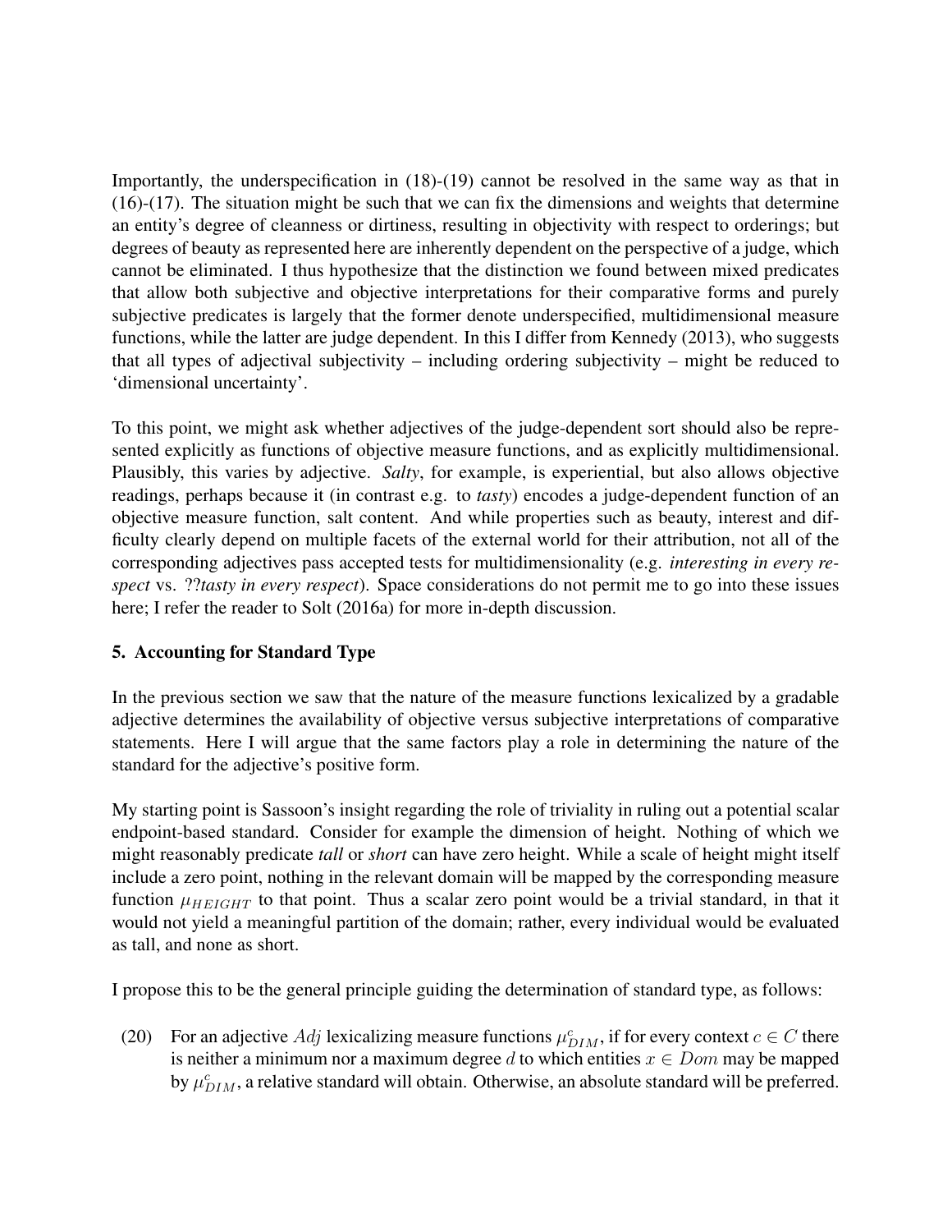Importantly, the underspecification in (18)-(19) cannot be resolved in the same way as that in (16)-(17). The situation might be such that we can fix the dimensions and weights that determine an entity's degree of cleanness or dirtiness, resulting in objectivity with respect to orderings; but degrees of beauty as represented here are inherently dependent on the perspective of a judge, which cannot be eliminated. I thus hypothesize that the distinction we found between mixed predicates that allow both subjective and objective interpretations for their comparative forms and purely subjective predicates is largely that the former denote underspecified, multidimensional measure functions, while the latter are judge dependent. In this I differ from Kennedy (2013), who suggests that all types of adjectival subjectivity – including ordering subjectivity – might be reduced to 'dimensional uncertainty'.

To this point, we might ask whether adjectives of the judge-dependent sort should also be represented explicitly as functions of objective measure functions, and as explicitly multidimensional. Plausibly, this varies by adjective. *Salty*, for example, is experiential, but also allows objective readings, perhaps because it (in contrast e.g. to *tasty*) encodes a judge-dependent function of an objective measure function, salt content. And while properties such as beauty, interest and difficulty clearly depend on multiple facets of the external world for their attribution, not all of the corresponding adjectives pass accepted tests for multidimensionality (e.g. *interesting in every respect* vs. ??*tasty in every respect*). Space considerations do not permit me to go into these issues here; I refer the reader to Solt (2016a) for more in-depth discussion.

## 5. Accounting for Standard Type

In the previous section we saw that the nature of the measure functions lexicalized by a gradable adjective determines the availability of objective versus subjective interpretations of comparative statements. Here I will argue that the same factors play a role in determining the nature of the standard for the adjective's positive form.

My starting point is Sassoon's insight regarding the role of triviality in ruling out a potential scalar endpoint-based standard. Consider for example the dimension of height. Nothing of which we might reasonably predicate *tall* or *short* can have zero height. While a scale of height might itself include a zero point, nothing in the relevant domain will be mapped by the corresponding measure function $\mu_{HEIGHT}$ to that point. Thus a scalar zero point would be a trivial standard, in that it would not yield a meaningful partition of the domain; rather, every individual would be evaluated as tall, and none as short.

I propose this to be the general principle guiding the determination of standard type, as follows:

(20) For an adjective $Adj$ lexicalizing measure functions $\mu^{c}_{DIM}$, if for every context $c \in C$ there is neither a minimum nor a maximum degree $d$ to which entities $x \in Dom$ may be mapped by $\mu^{c}_{DIM}$, a relative standard will obtain. Otherwise, an absolute standard will be preferred.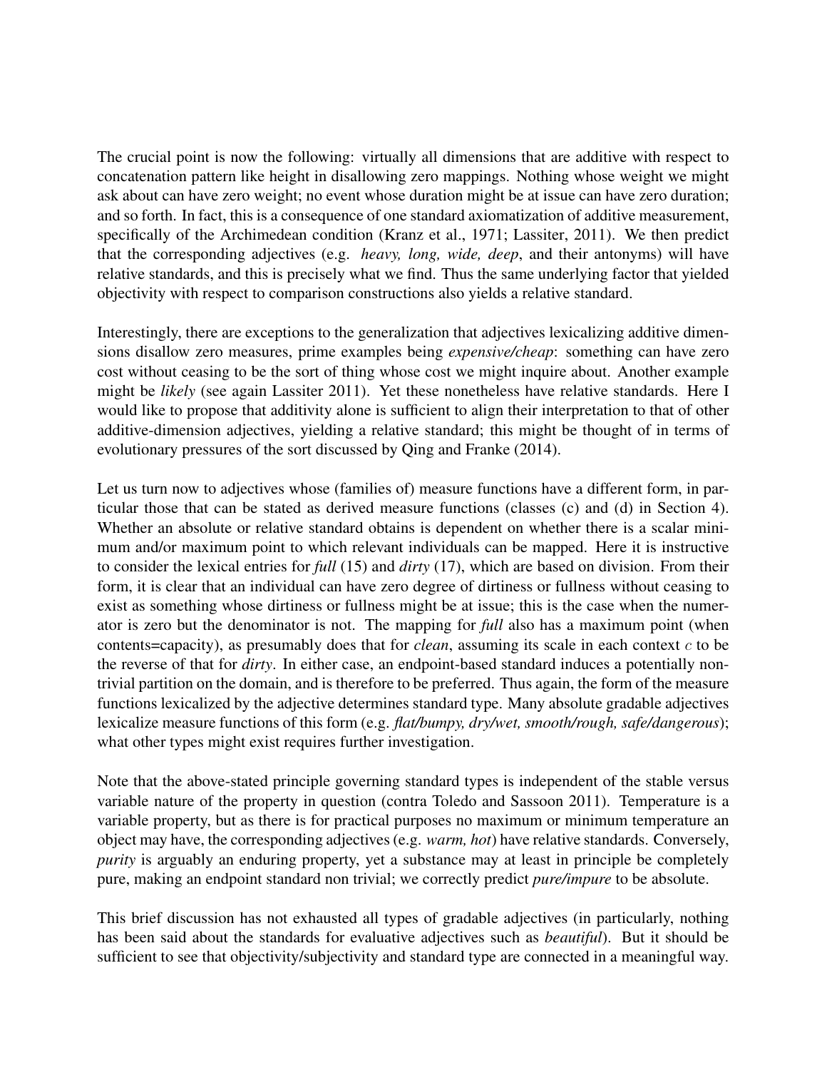The crucial point is now the following: virtually all dimensions that are additive with respect to concatenation pattern like height in disallowing zero mappings. Nothing whose weight we might ask about can have zero weight; no event whose duration might be at issue can have zero duration; and so forth. In fact, this is a consequence of one standard axiomatization of additive measurement, specifically of the Archimedean condition (Kranz et al., 1971; Lassiter, 2011). We then predict that the corresponding adjectives (e.g. *heavy, long, wide, deep*, and their antonyms) will have relative standards, and this is precisely what we find. Thus the same underlying factor that yielded objectivity with respect to comparison constructions also yields a relative standard.

Interestingly, there are exceptions to the generalization that adjectives lexicalizing additive dimensions disallow zero measures, prime examples being *expensive/cheap*: something can have zero cost without ceasing to be the sort of thing whose cost we might inquire about. Another example might be *likely* (see again Lassiter 2011). Yet these nonetheless have relative standards. Here I would like to propose that additivity alone is sufficient to align their interpretation to that of other additive-dimension adjectives, yielding a relative standard; this might be thought of in terms of evolutionary pressures of the sort discussed by Qing and Franke (2014).

Let us turn now to adjectives whose (families of) measure functions have a different form, in particular those that can be stated as derived measure functions (classes (c) and (d) in Section 4). Whether an absolute or relative standard obtains is dependent on whether there is a scalar minimum and/or maximum point to which relevant individuals can be mapped. Here it is instructive to consider the lexical entries for *full* (15) and *dirty* (17), which are based on division. From their form, it is clear that an individual can have zero degree of dirtiness or fullness without ceasing to exist as something whose dirtiness or fullness might be at issue; this is the case when the numerator is zero but the denominator is not. The mapping for *full* also has a maximum point (when contents=capacity), as presumably does that for *clean*, assuming its scale in each context $c$ to be the reverse of that for *dirty*. In either case, an endpoint-based standard induces a potentially nontrivial partition on the domain, and is therefore to be preferred. Thus again, the form of the measure functions lexicalized by the adjective determines standard type. Many absolute gradable adjectives lexicalize measure functions of this form (e.g. *flat/bumpy, dry/wet, smooth/rough, safe/dangerous*); what other types might exist requires further investigation.

Note that the above-stated principle governing standard types is independent of the stable versus variable nature of the property in question (contra Toledo and Sassoon 2011). Temperature is a variable property, but as there is for practical purposes no maximum or minimum temperature an object may have, the corresponding adjectives (e.g. *warm, hot*) have relative standards. Conversely, *purity* is arguably an enduring property, yet a substance may at least in principle be completely pure, making an endpoint standard non trivial; we correctly predict *pure/impure* to be absolute.

This brief discussion has not exhausted all types of gradable adjectives (in particularly, nothing has been said about the standards for evaluative adjectives such as *beautiful*). But it should be sufficient to see that objectivity/subjectivity and standard type are connected in a meaningful way.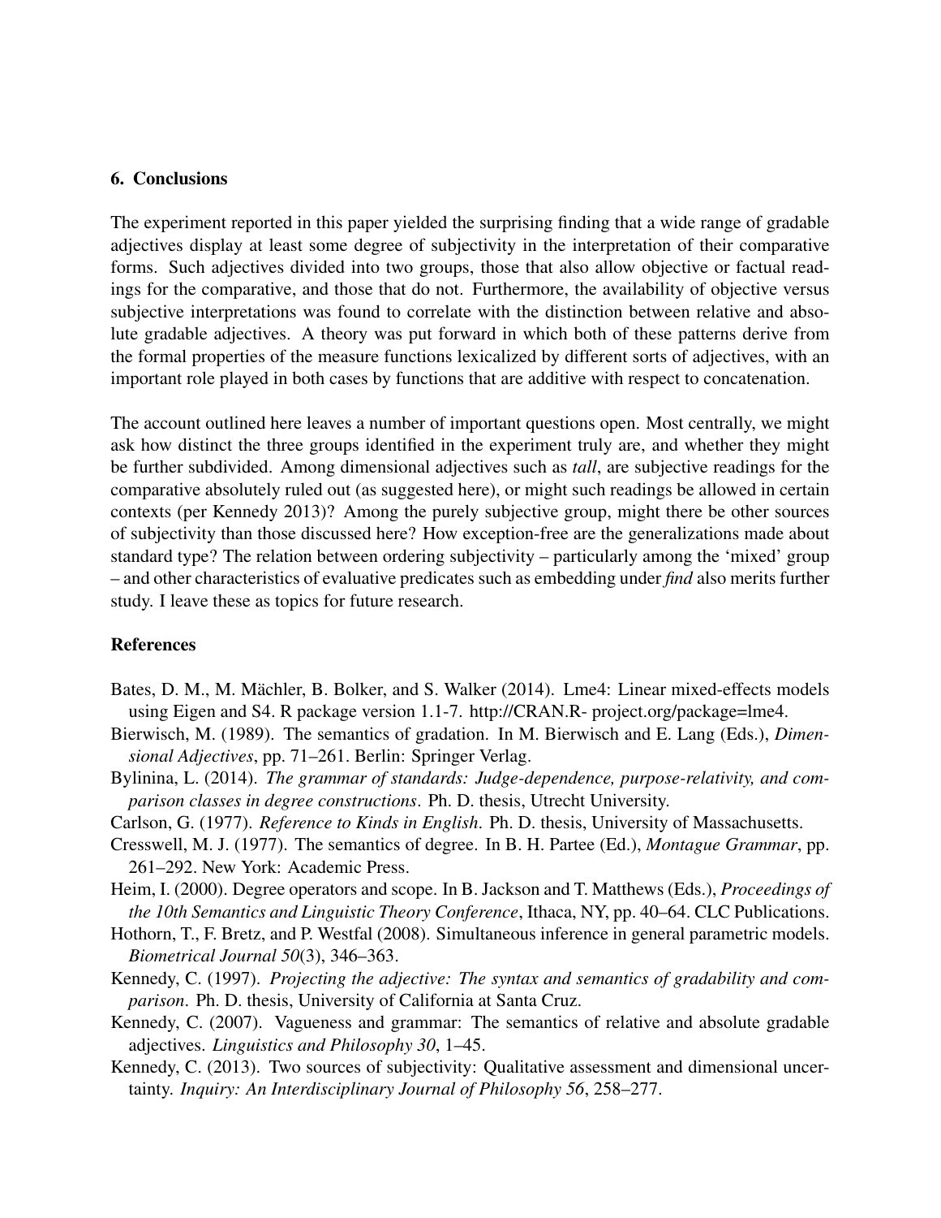## 6. Conclusions

The experiment reported in this paper yielded the surprising finding that a wide range of gradable adjectives display at least some degree of subjectivity in the interpretation of their comparative forms. Such adjectives divided into two groups, those that also allow objective or factual readings for the comparative, and those that do not. Furthermore, the availability of objective versus subjective interpretations was found to correlate with the distinction between relative and absolute gradable adjectives. A theory was put forward in which both of these patterns derive from the formal properties of the measure functions lexicalized by different sorts of adjectives, with an important role played in both cases by functions that are additive with respect to concatenation.

The account outlined here leaves a number of important questions open. Most centrally, we might ask how distinct the three groups identified in the experiment truly are, and whether they might be further subdivided. Among dimensional adjectives such as *tall*, are subjective readings for the comparative absolutely ruled out (as suggested here), or might such readings be allowed in certain contexts (per Kennedy 2013)? Among the purely subjective group, might there be other sources of subjectivity than those discussed here? How exception-free are the generalizations made about standard type? The relation between ordering subjectivity – particularly among the 'mixed' group – and other characteristics of evaluative predicates such as embedding under *find* also merits further study. I leave these as topics for future research.

## References

Bates, D. M., M. Mächler, B. Bolker, and S. Walker (2014). Lme4: Linear mixed-effects models using Eigen and S4. R package version 1.1-7. http://CRAN.R- project.org/package=lme4.

Bierwisch, M. (1989). The semantics of gradation. In M. Bierwisch and E. Lang (Eds.), *Dimensional Adjectives*, pp. 71–261. Berlin: Springer Verlag.

Bylinina, L. (2014). *The grammar of standards: Judge-dependence, purpose-relativity, and comparison classes in degree constructions*. Ph. D. thesis, Utrecht University.

Carlson, G. (1977). *Reference to Kinds in English*. Ph. D. thesis, University of Massachusetts.

Cresswell, M. J. (1977). The semantics of degree. In B. H. Partee (Ed.), *Montague Grammar*, pp. 261–292. New York: Academic Press.

Heim, I. (2000). Degree operators and scope. In B. Jackson and T. Matthews (Eds.), *Proceedings of the 10th Semantics and Linguistic Theory Conference*, Ithaca, NY, pp. 40–64. CLC Publications.

Hothorn, T., F. Bretz, and P. Westfal (2008). Simultaneous inference in general parametric models. *Biometrical Journal 50*(3), 346–363.

Kennedy, C. (1997). *Projecting the adjective: The syntax and semantics of gradability and comparison*. Ph. D. thesis, University of California at Santa Cruz.

Kennedy, C. (2007). Vagueness and grammar: The semantics of relative and absolute gradable adjectives. *Linguistics and Philosophy 30*, 1–45.

Kennedy, C. (2013). Two sources of subjectivity: Qualitative assessment and dimensional uncertainty. *Inquiry: An Interdisciplinary Journal of Philosophy 56*, 258–277.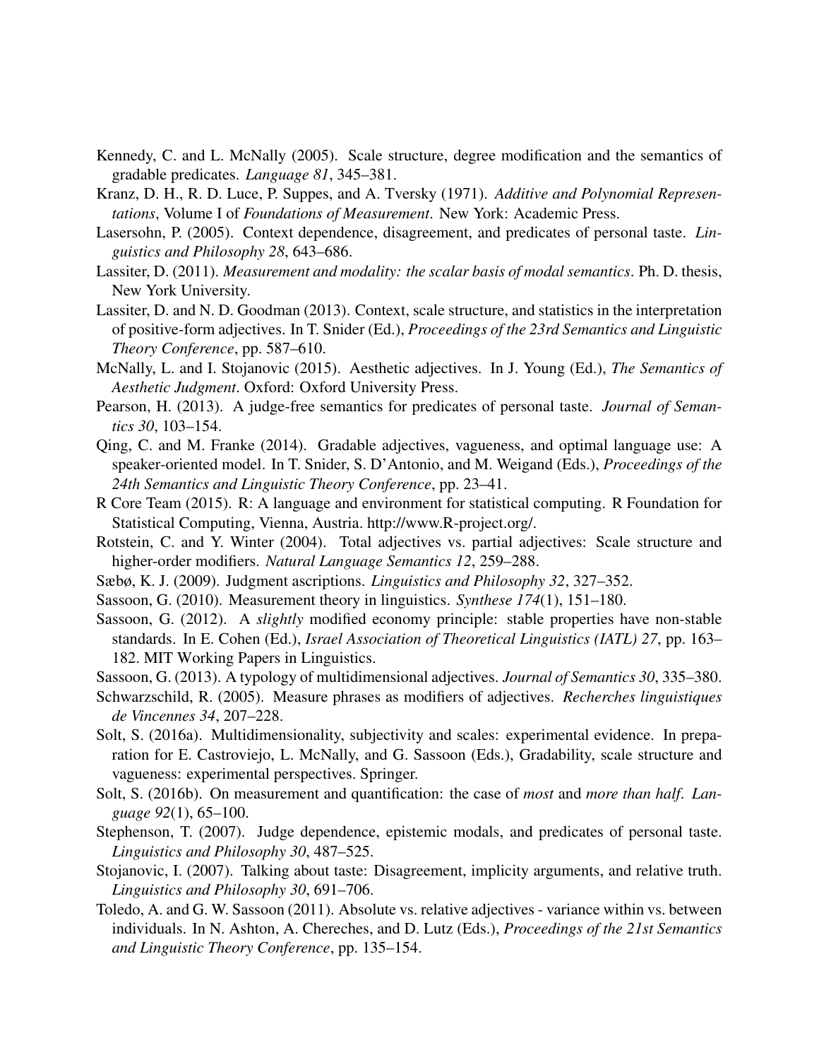Kennedy, C. and L. McNally (2005). Scale structure, degree modification and the semantics of gradable predicates. *Language 81*, 345–381.

Kranz, D. H., R. D. Luce, P. Suppes, and A. Tversky (1971). *Additive and Polynomial Representations*, Volume I of *Foundations of Measurement*. New York: Academic Press.

Lasersohn, P. (2005). Context dependence, disagreement, and predicates of personal taste. *Linguistics and Philosophy 28*, 643–686.

Lassiter, D. (2011). *Measurement and modality: the scalar basis of modal semantics*. Ph. D. thesis, New York University.

Lassiter, D. and N. D. Goodman (2013). Context, scale structure, and statistics in the interpretation of positive-form adjectives. In T. Snider (Ed.), *Proceedings of the 23rd Semantics and Linguistic Theory Conference*, pp. 587–610.

McNally, L. and I. Stojanovic (2015). Aesthetic adjectives. In J. Young (Ed.), *The Semantics of Aesthetic Judgment*. Oxford: Oxford University Press.

Pearson, H. (2013). A judge-free semantics for predicates of personal taste. *Journal of Semantics 30*, 103–154.

Qing, C. and M. Franke (2014). Gradable adjectives, vagueness, and optimal language use: A speaker-oriented model. In T. Snider, S. D'Antonio, and M. Weigand (Eds.), *Proceedings of the 24th Semantics and Linguistic Theory Conference*, pp. 23–41.

R Core Team (2015). R: A language and environment for statistical computing. R Foundation for Statistical Computing, Vienna, Austria. http://www.R-project.org/.

Rotstein, C. and Y. Winter (2004). Total adjectives vs. partial adjectives: Scale structure and higher-order modifiers. *Natural Language Semantics 12*, 259–288.

Sæbø, K. J. (2009). Judgment ascriptions. *Linguistics and Philosophy 32*, 327–352.

Sassoon, G. (2010). Measurement theory in linguistics. *Synthese 174*(1), 151–180.

Sassoon, G. (2012). A *slightly* modified economy principle: stable properties have non-stable standards. In E. Cohen (Ed.), *Israel Association of Theoretical Linguistics (IATL) 27*, pp. 163–182. MIT Working Papers in Linguistics.

Sassoon, G. (2013). A typology of multidimensional adjectives. *Journal of Semantics 30*, 335–380.

Schwarzschild, R. (2005). Measure phrases as modifiers of adjectives. *Recherches linguistiques de Vincennes 34*, 207–228.

Solt, S. (2016a). Multidimensionality, subjectivity and scales: experimental evidence. In preparation for E. Castroviejo, L. McNally, and G. Sassoon (Eds.), Gradability, scale structure and vagueness: experimental perspectives. Springer.

Solt, S. (2016b). On measurement and quantification: the case of *most* and *more than half*. *Language 92*(1), 65–100.

Stephenson, T. (2007). Judge dependence, epistemic modals, and predicates of personal taste. *Linguistics and Philosophy 30*, 487–525.

Stojanovic, I. (2007). Talking about taste: Disagreement, implicity arguments, and relative truth. *Linguistics and Philosophy 30*, 691–706.

Toledo, A. and G. W. Sassoon (2011). Absolute vs. relative adjectives - variance within vs. between individuals. In N. Ashton, A. Chereches, and D. Lutz (Eds.), *Proceedings of the 21st Semantics and Linguistic Theory Conference*, pp. 135–154.